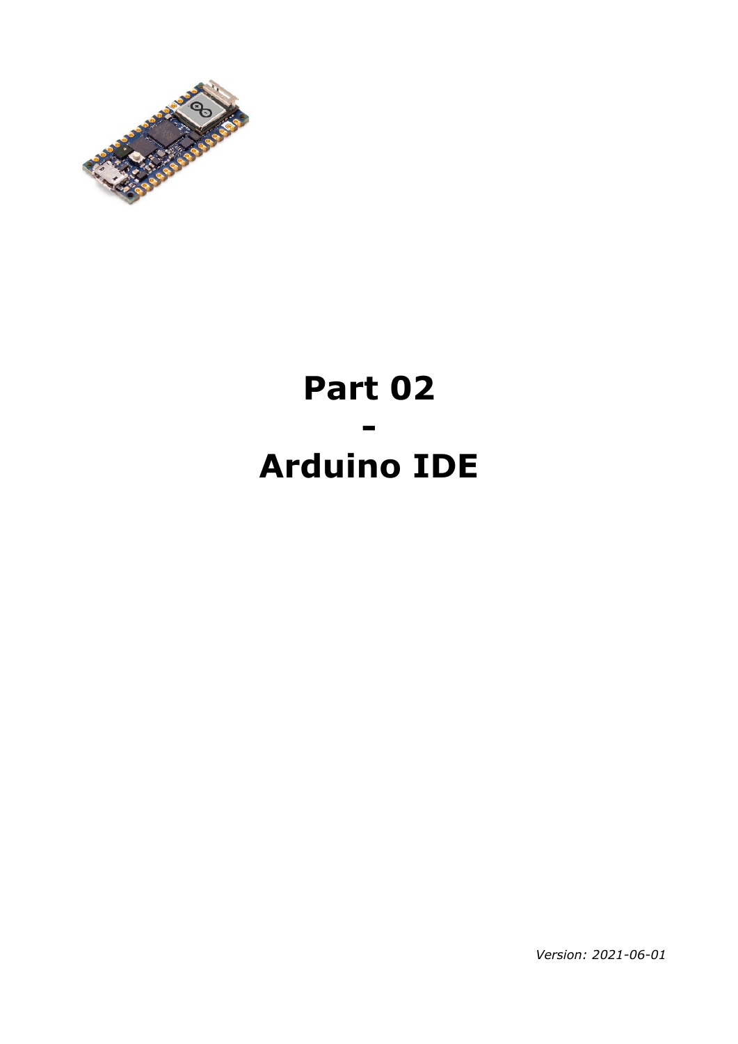# Part 02

# -

# Arduino IDE

*Version: 2021-06-01*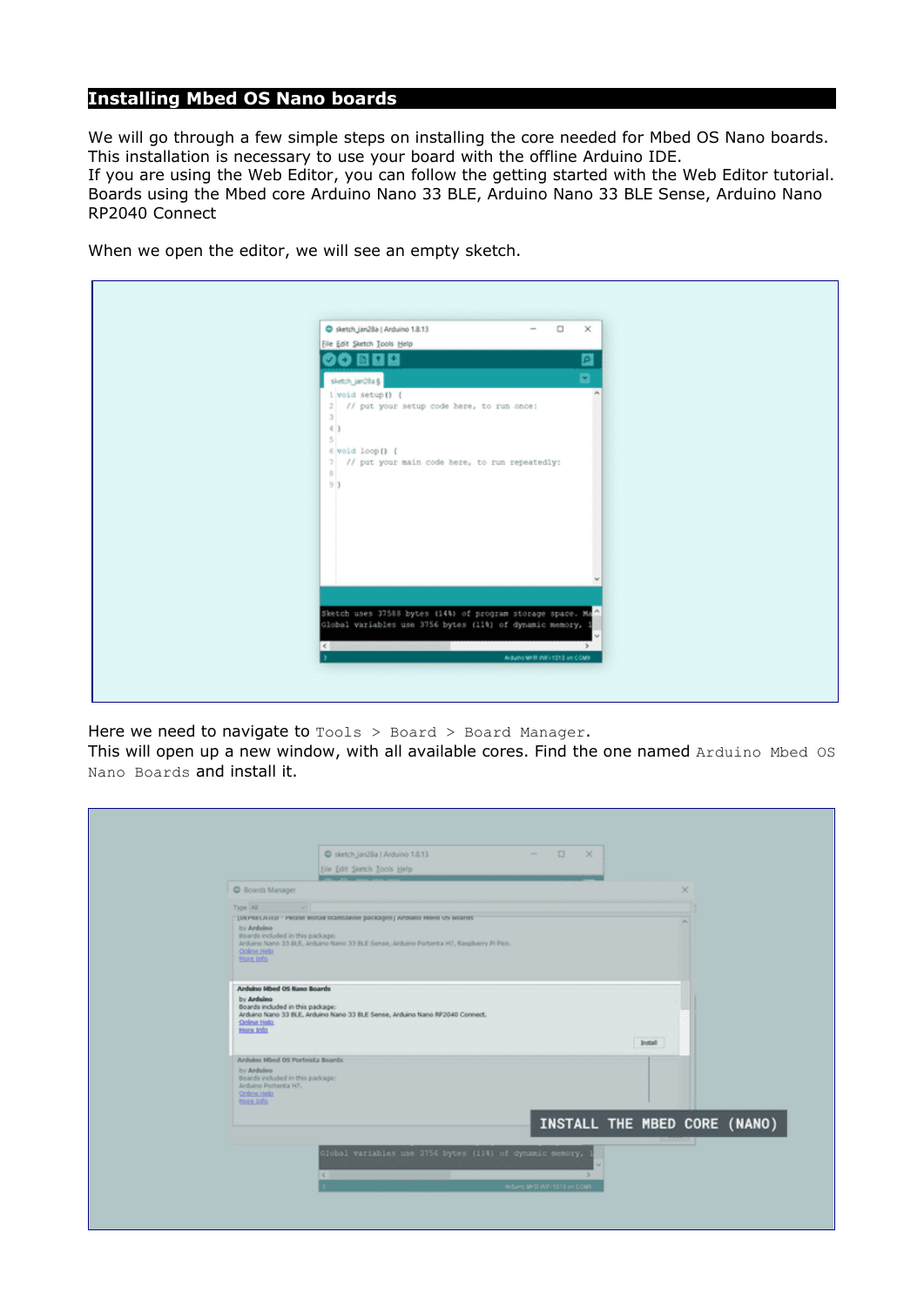## Installing Mbed OS Nano boards

We will go through a few simple steps on installing the core needed for Mbed OS Nano boards. This installation is necessary to use your board with the offline Arduino IDE.
If you are using the Web Editor, you can follow the getting started with the Web Editor tutorial.
Boards using the Mbed core Arduino Nano 33 BLE, Arduino Nano 33 BLE Sense, Arduino Nano RP2040 Connect

When we open the editor, we will see an empty sketch.

Here we need to navigate to `Tools > Board > Board Manager`.
This will open up a new window, with all available cores. Find the one named `Arduino Mbed OS Nano Boards` and install it.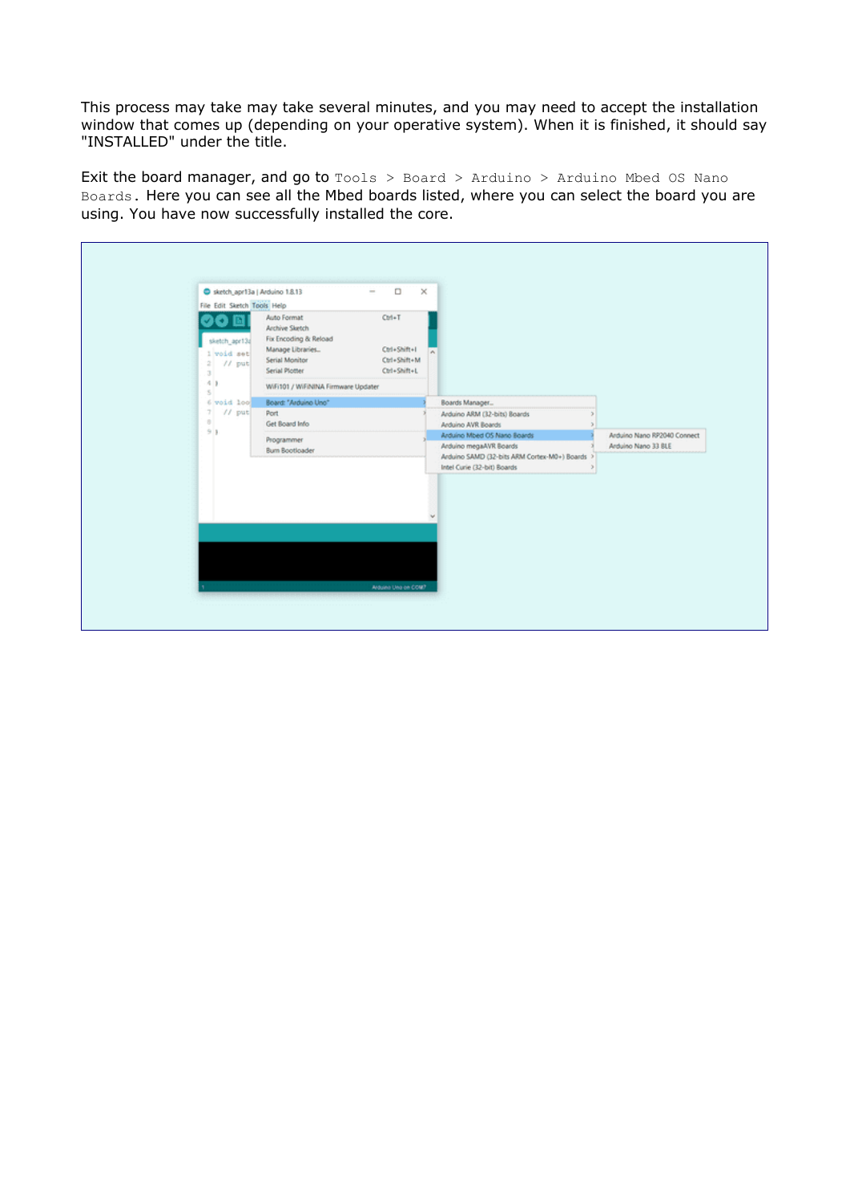This process may take may take several minutes, and you may need to accept the installation window that comes up (depending on your operative system). When it is finished, it should say "INSTALLED" under the title.

Exit the board manager, and go to `Tools > Board > Arduino > Arduino Mbed OS Nano Boards`. Here you can see all the Mbed boards listed, where you can select the board you are using. You have now successfully installed the core.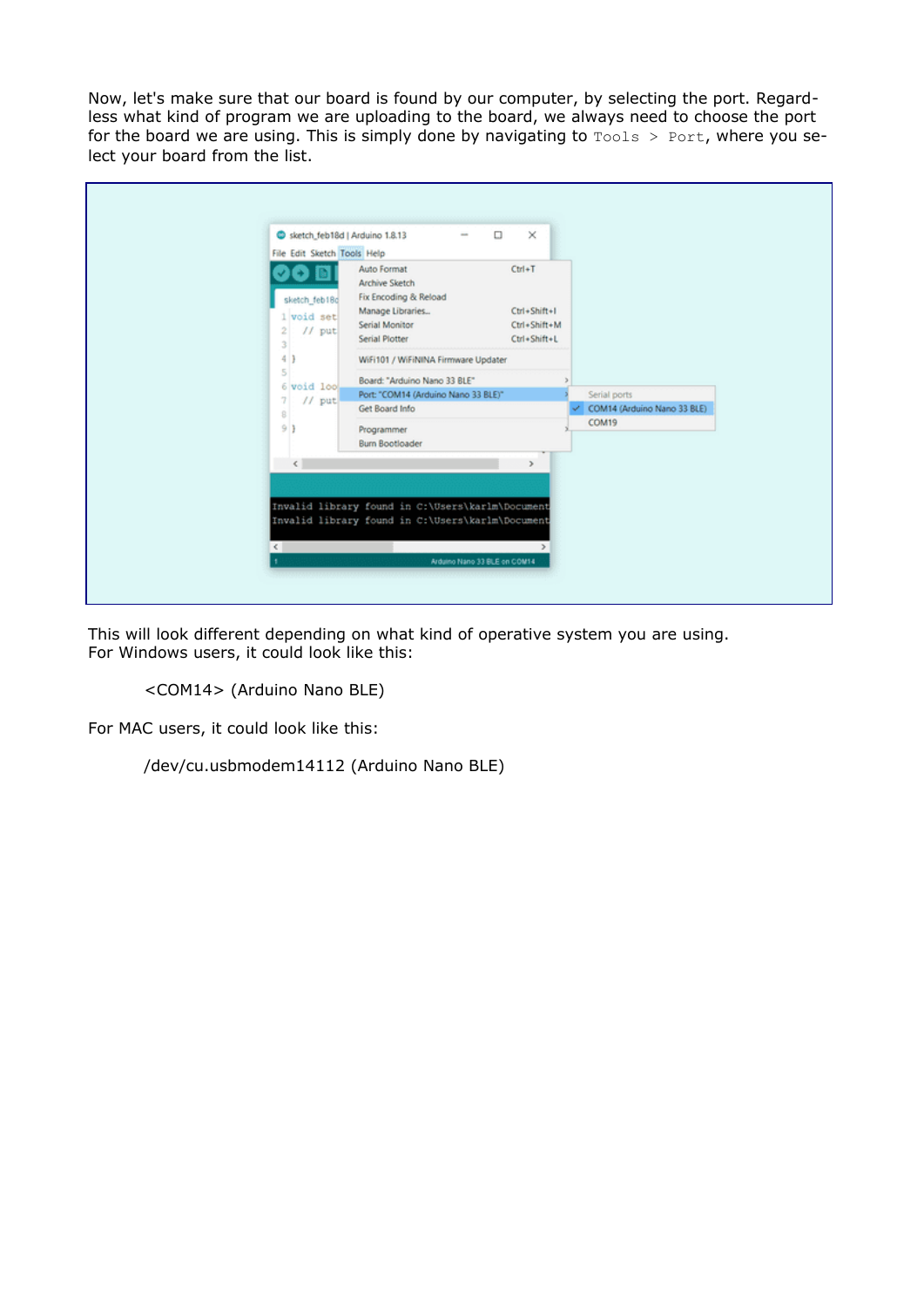Now, let's make sure that our board is found by our computer, by selecting the port. Regardless what kind of program we are uploading to the board, we always need to choose the port for the board we are using. This is simply done by navigating to `Tools > Port`, where you select your board from the list.

This will look different depending on what kind of operative system you are using. For Windows users, it could look like this:

> <COM14> (Arduino Nano BLE)

For MAC users, it could look like this:

> /dev/cu.usbmodem14112 (Arduino Nano BLE)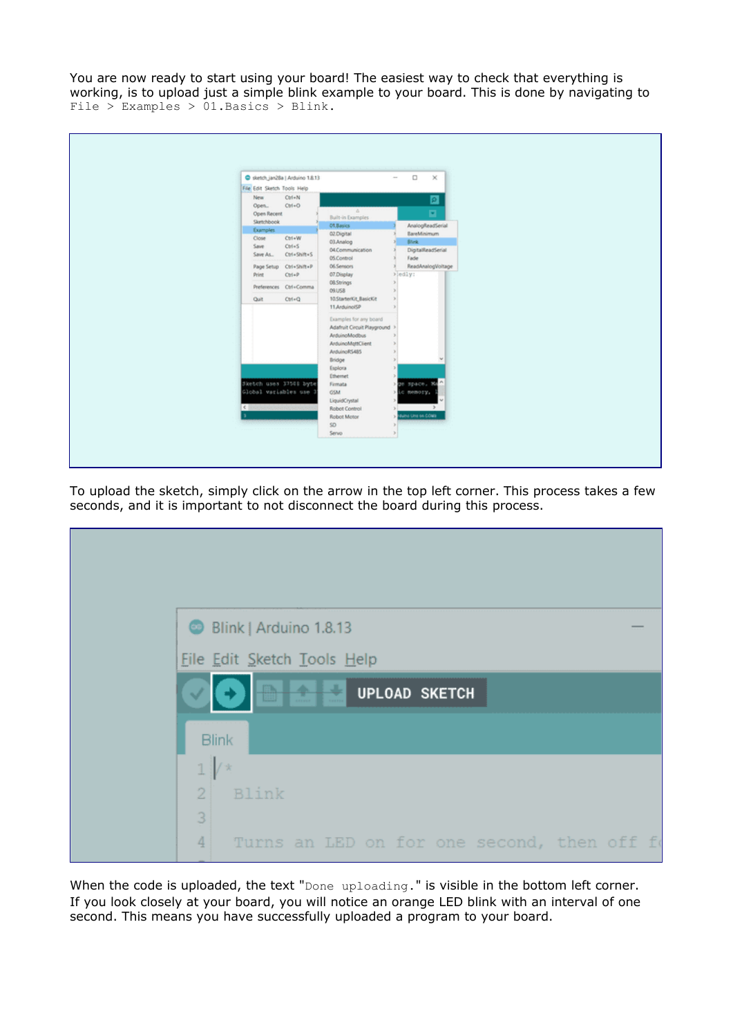You are now ready to start using your board! The easiest way to check that everything is working, is to upload just a simple blink example to your board. This is done by navigating to `File > Examples > 01.Basics > Blink`.

To upload the sketch, simply click on the arrow in the top left corner. This process takes a few seconds, and it is important to not disconnect the board during this process.

When the code is uploaded, the text "`Done uploading.`" is visible in the bottom left corner. If you look closely at your board, you will notice an orange LED blink with an interval of one second. This means you have successfully uploaded a program to your board.